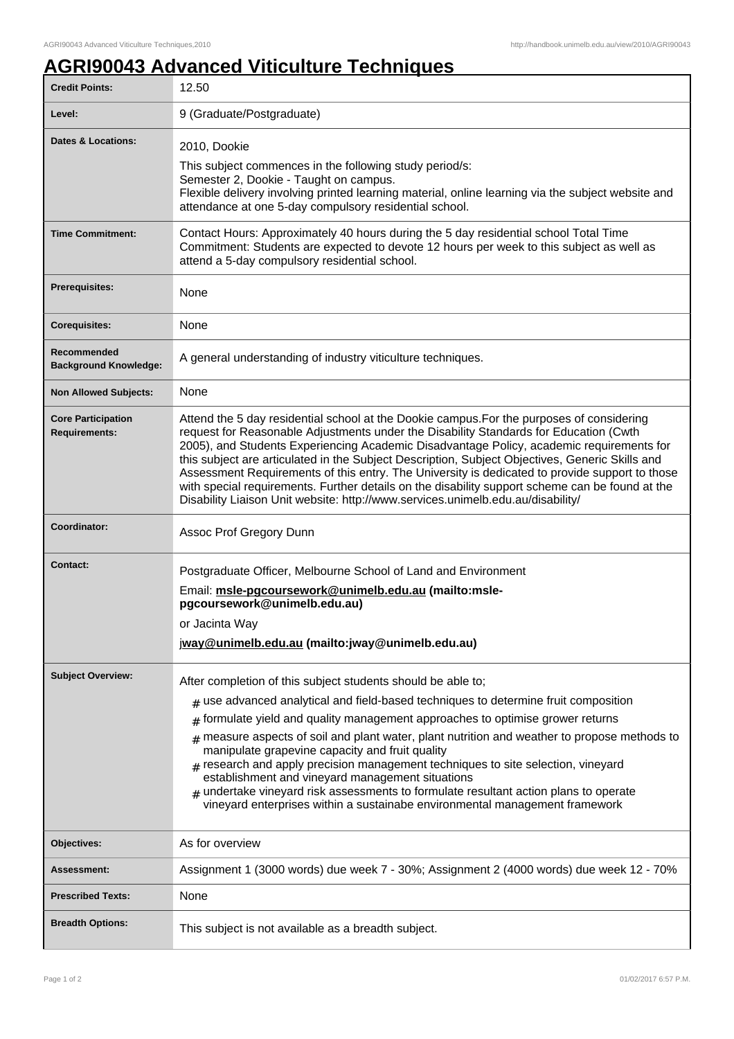# AGRI90043 Advanced Viticulture Techniques

| | |
|---|---|
| **Credit Points:** | 12.50 |
| **Level:** | 9 (Graduate/Postgraduate) |
| **Dates & Locations:** | 2010, Dookie<br>This subject commences in the following study period/s:<br>Semester 2, Dookie - Taught on campus.<br>Flexible delivery involving printed learning material, online learning via the subject website and attendance at one 5-day compulsory residential school. |
| **Time Commitment:** | Contact Hours: Approximately 40 hours during the 5 day residential school Total Time Commitment: Students are expected to devote 12 hours per week to this subject as well as attend a 5-day compulsory residential school. |
| **Prerequisites:** | None |
| **Corequisites:** | None |
| **Recommended Background Knowledge:** | A general understanding of industry viticulture techniques. |
| **Non Allowed Subjects:** | None |
| **Core Participation Requirements:** | Attend the 5 day residential school at the Dookie campus.For the purposes of considering request for Reasonable Adjustments under the Disability Standards for Education (Cwth 2005), and Students Experiencing Academic Disadvantage Policy, academic requirements for this subject are articulated in the Subject Description, Subject Objectives, Generic Skills and Assessment Requirements of this entry. The University is dedicated to provide support to those with special requirements. Further details on the disability support scheme can be found at the Disability Liaison Unit website: http://www.services.unimelb.edu.au/disability/ |
| **Coordinator:** | Assoc Prof Gregory Dunn |
| **Contact:** | Postgraduate Officer, Melbourne School of Land and Environment<br>Email: **msle-pgcoursework@unimelb.edu.au (mailto:msle-pgcoursework@unimelb.edu.au)**<br>or Jacinta Way<br>j**way@unimelb.edu.au (mailto:jway@unimelb.edu.au)** |
| **Subject Overview:** | After completion of this subject students should be able to;<br># use advanced analytical and field-based techniques to determine fruit composition<br># formulate yield and quality management approaches to optimise grower returns<br># measure aspects of soil and plant water, plant nutrition and weather to propose methods to manipulate grapevine capacity and fruit quality<br># research and apply precision management techniques to site selection, vineyard establishment and vineyard management situations<br># undertake vineyard risk assessments to formulate resultant action plans to operate vineyard enterprises within a sustainabe environmental management framework |
| **Objectives:** | As for overview |
| **Assessment:** | Assignment 1 (3000 words) due week 7 - 30%; Assignment 2 (4000 words) due week 12 - 70% |
| **Prescribed Texts:** | None |
| **Breadth Options:** | This subject is not available as a breadth subject. |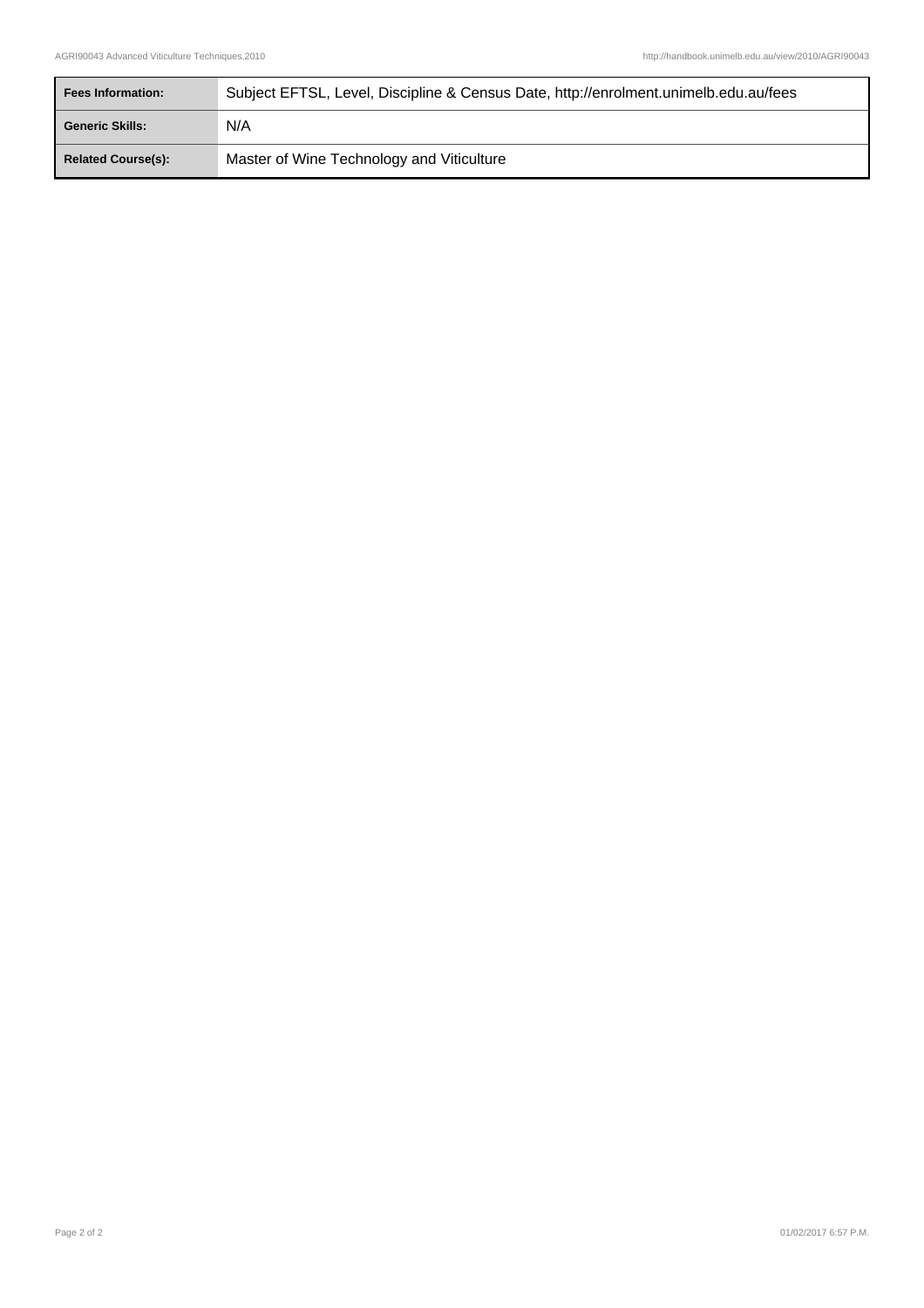| | |
|---|---|
| **Fees Information:** | Subject EFTSL, Level, Discipline & Census Date, http://enrolment.unimelb.edu.au/fees |
| **Generic Skills:** | N/A |
| **Related Course(s):** | Master of Wine Technology and Viticulture |